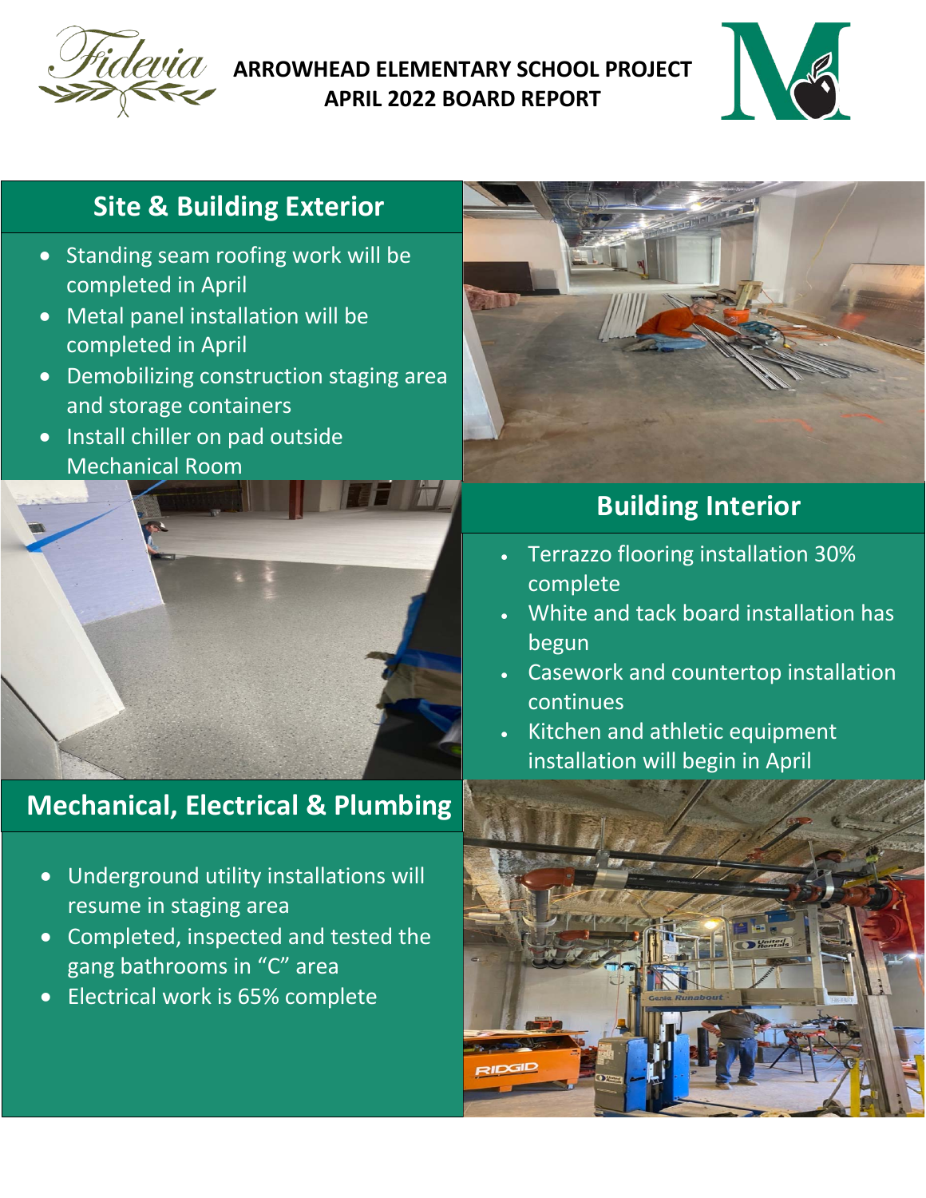# ARROWHEAD ELEMENTARY SCHOOL PROJECT
## APRIL 2022 BOARD REPORT

## Site & Building Exterior

- Standing seam roofing work will be completed in April
- Metal panel installation will be completed in April
- Demobilizing construction staging area and storage containers
- Install chiller on pad outside Mechanical Room

## Building Interior

- Terrazzo flooring installation 30% complete
- White and tack board installation has begun
- Casework and countertop installation continues
- Kitchen and athletic equipment installation will begin in April

## Mechanical, Electrical & Plumbing

- Underground utility installations will resume in staging area
- Completed, inspected and tested the gang bathrooms in "C" area
- Electrical work is 65% complete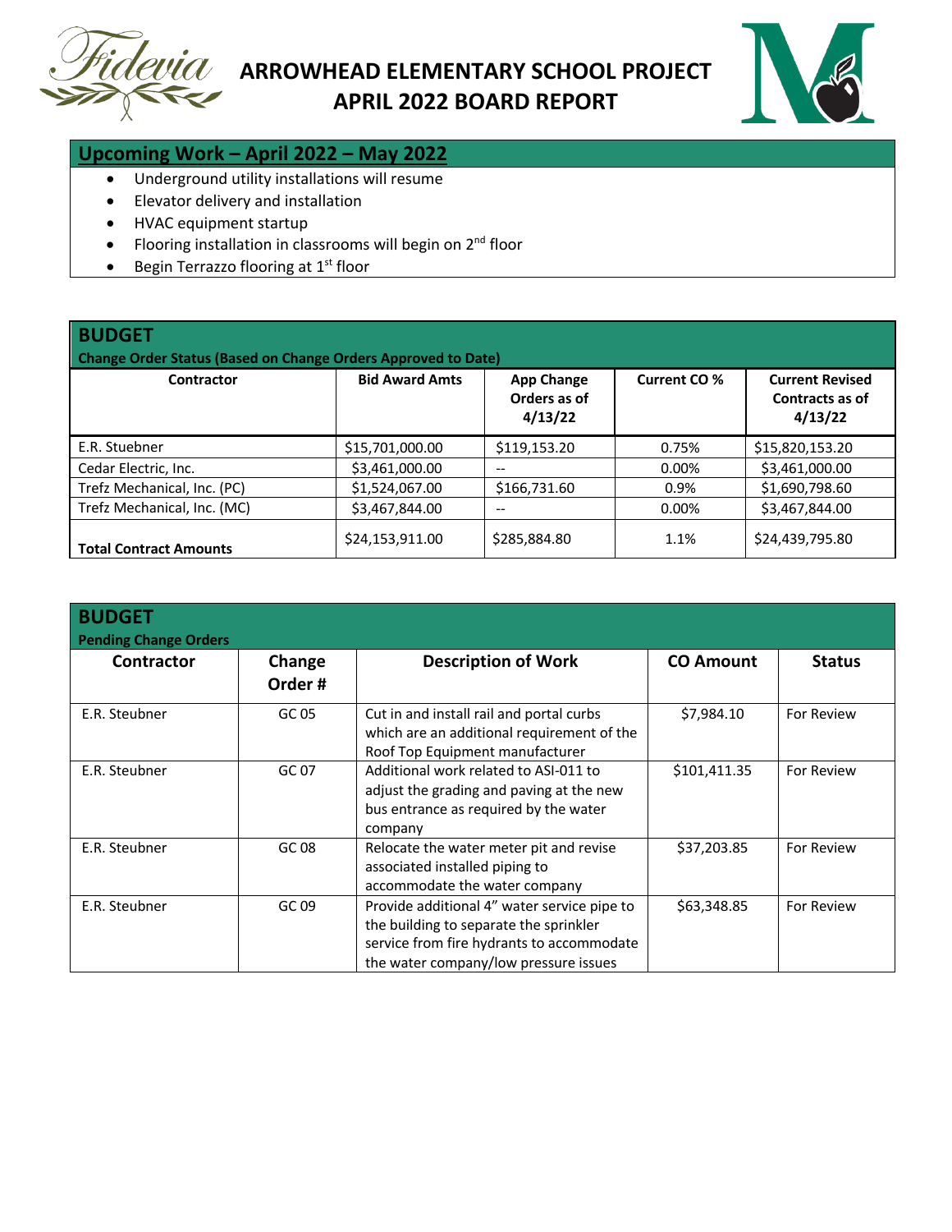# ARROWHEAD ELEMENTARY SCHOOL PROJECT
# APRIL 2022 BOARD REPORT

## Upcoming Work – April 2022 – May 2022

- Underground utility installations will resume
- Elevator delivery and installation
- HVAC equipment startup
- Flooring installation in classrooms will begin on 2nd floor
- Begin Terrazzo flooring at 1st floor

## BUDGET

**Change Order Status (Based on Change Orders Approved to Date)**

| Contractor | Bid Award Amts | App Change Orders as of 4/13/22 | Current CO % | Current Revised Contracts as of 4/13/22 |
|---|---|---|---|---|
| E.R. Stuebner | $15,701,000.00 | $119,153.20 | 0.75% | $15,820,153.20 |
| Cedar Electric, Inc. | $3,461,000.00 | -- | 0.00% | $3,461,000.00 |
| Trefz Mechanical, Inc. (PC) | $1,524,067.00 | $166,731.60 | 0.9% | $1,690,798.60 |
| Trefz Mechanical, Inc. (MC) | $3,467,844.00 | -- | 0.00% | $3,467,844.00 |
| **Total Contract Amounts** | $24,153,911.00 | $285,884.80 | 1.1% | $24,439,795.80 |

## BUDGET

**Pending Change Orders**

| Contractor | Change Order # | Description of Work | CO Amount | Status |
|---|---|---|---|---|
| E.R. Steubner | GC 05 | Cut in and install rail and portal curbs which are an additional requirement of the Roof Top Equipment manufacturer | $7,984.10 | For Review |
| E.R. Steubner | GC 07 | Additional work related to ASI-011 to adjust the grading and paving at the new bus entrance as required by the water company | $101,411.35 | For Review |
| E.R. Steubner | GC 08 | Relocate the water meter pit and revise associated installed piping to accommodate the water company | $37,203.85 | For Review |
| E.R. Steubner | GC 09 | Provide additional 4" water service pipe to the building to separate the sprinkler service from fire hydrants to accommodate the water company/low pressure issues | $63,348.85 | For Review |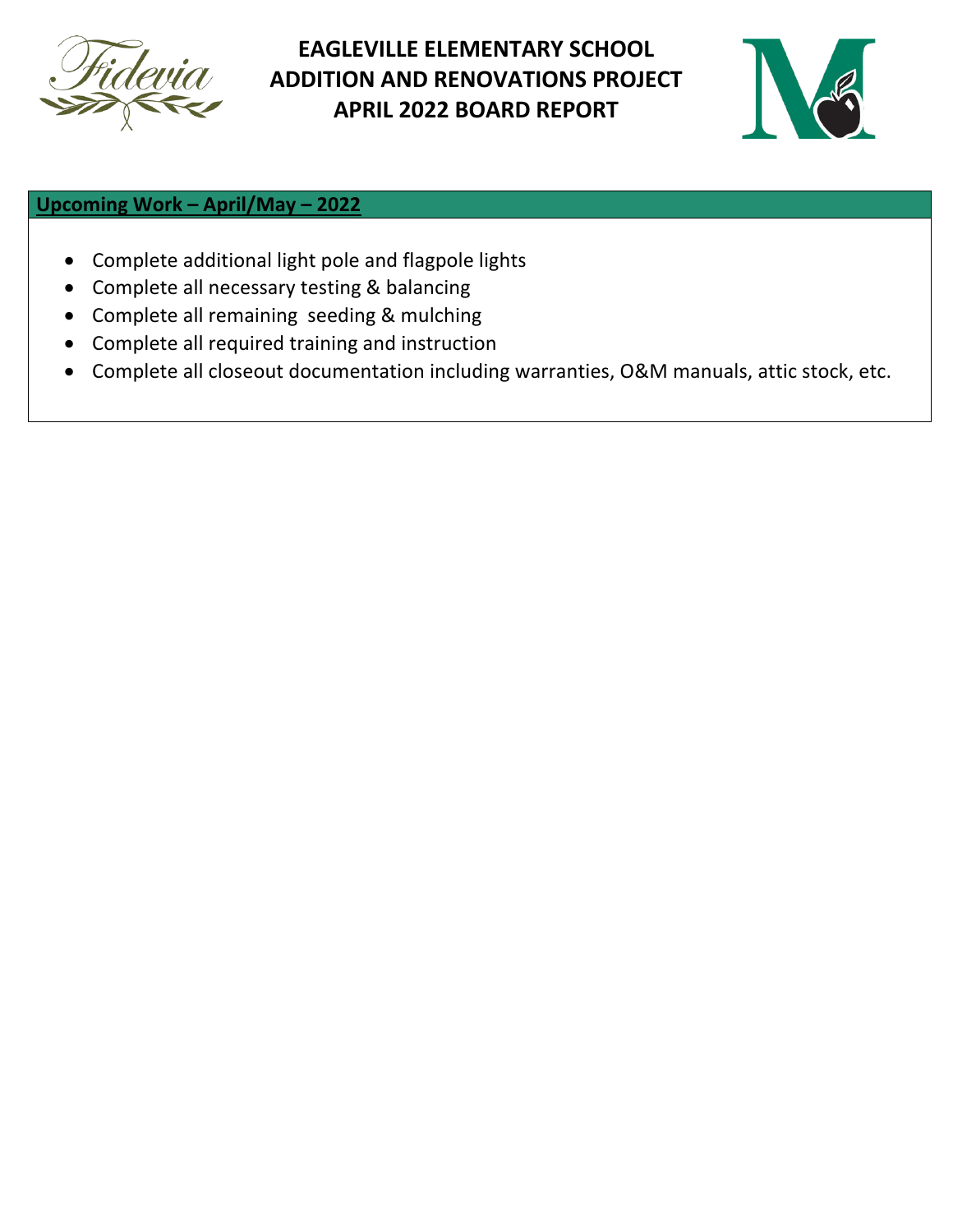# EAGLEVILLE ELEMENTARY SCHOOL ADDITION AND RENOVATIONS PROJECT APRIL 2022 BOARD REPORT

## Upcoming Work – April/May – 2022

- Complete additional light pole and flagpole lights
- Complete all necessary testing & balancing
- Complete all remaining seeding & mulching
- Complete all required training and instruction
- Complete all closeout documentation including warranties, O&M manuals, attic stock, etc.